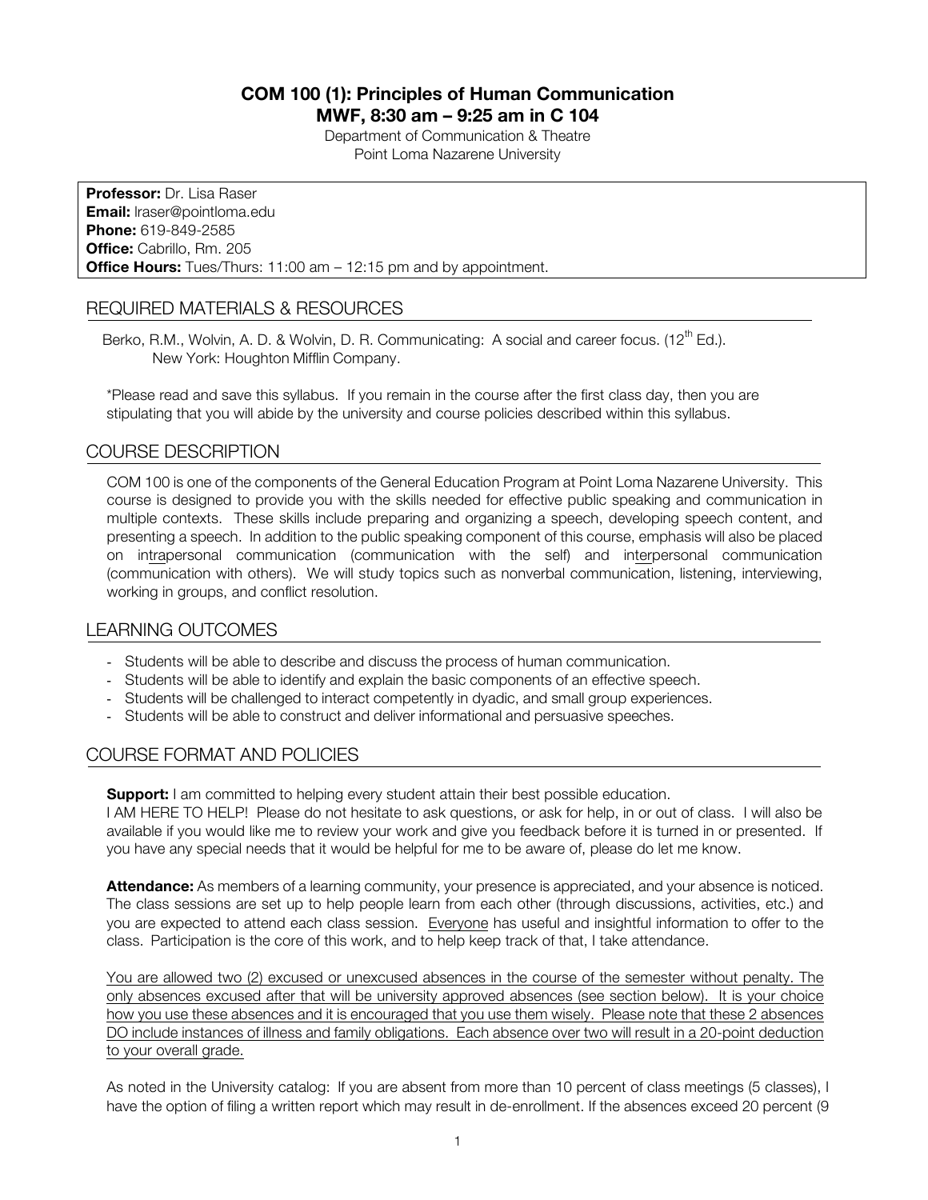# COM 100 (1): Principles of Human Communication
## MWF, 8:30 am – 9:25 am in C 104

Department of Communication & Theatre
Point Loma Nazarene University

**Professor:** Dr. Lisa Raser
**Email:** lraser@pointloma.edu
**Phone:** 619-849-2585
**Office:** Cabrillo, Rm. 205
**Office Hours:** Tues/Thurs: 11:00 am – 12:15 pm and by appointment.

## REQUIRED MATERIALS & RESOURCES

Berko, R.M., Wolvin, A. D. & Wolvin, D. R. Communicating: A social and career focus. (12th Ed.). New York: Houghton Mifflin Company.

*Please read and save this syllabus. If you remain in the course after the first class day, then you are stipulating that you will abide by the university and course policies described within this syllabus.

## COURSE DESCRIPTION

COM 100 is one of the components of the General Education Program at Point Loma Nazarene University. This course is designed to provide you with the skills needed for effective public speaking and communication in multiple contexts. These skills include preparing and organizing a speech, developing speech content, and presenting a speech. In addition to the public speaking component of this course, emphasis will also be placed on intrapersonal communication (communication with the self) and interpersonal communication (communication with others). We will study topics such as nonverbal communication, listening, interviewing, working in groups, and conflict resolution.

## LEARNING OUTCOMES

- Students will be able to describe and discuss the process of human communication.
- Students will be able to identify and explain the basic components of an effective speech.
- Students will be challenged to interact competently in dyadic, and small group experiences.
- Students will be able to construct and deliver informational and persuasive speeches.

## COURSE FORMAT AND POLICIES

**Support:** I am committed to helping every student attain their best possible education.
I AM HERE TO HELP! Please do not hesitate to ask questions, or ask for help, in or out of class. I will also be available if you would like me to review your work and give you feedback before it is turned in or presented. If you have any special needs that it would be helpful for me to be aware of, please do let me know.

**Attendance:** As members of a learning community, your presence is appreciated, and your absence is noticed. The class sessions are set up to help people learn from each other (through discussions, activities, etc.) and you are expected to attend each class session. Everyone has useful and insightful information to offer to the class. Participation is the core of this work, and to help keep track of that, I take attendance.

You are allowed two (2) excused or unexcused absences in the course of the semester without penalty. The only absences excused after that will be university approved absences (see section below). It is your choice how you use these absences and it is encouraged that you use them wisely. Please note that these 2 absences DO include instances of illness and family obligations. Each absence over two will result in a 20-point deduction to your overall grade.

As noted in the University catalog: If you are absent from more than 10 percent of class meetings (5 classes), I have the option of filing a written report which may result in de-enrollment. If the absences exceed 20 percent (9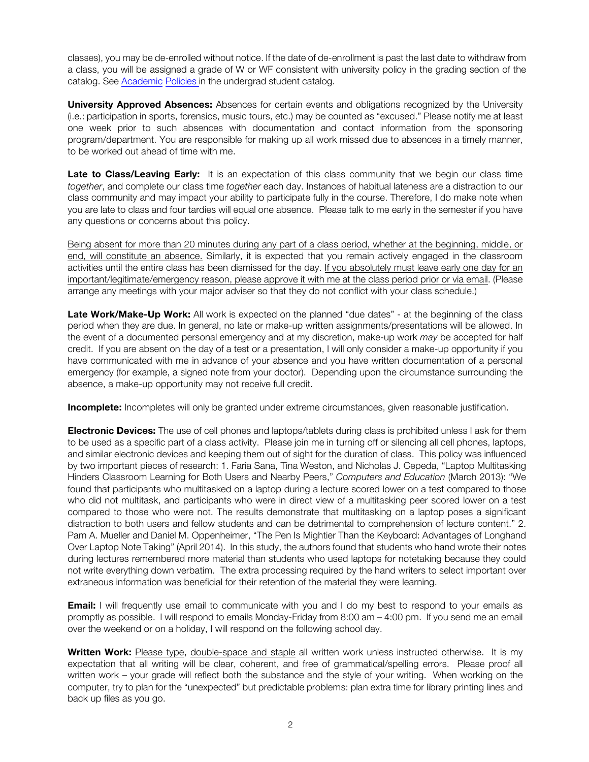classes), you may be de-enrolled without notice. If the date of de-enrollment is past the last date to withdraw from a class, you will be assigned a grade of W or WF consistent with university policy in the grading section of the catalog. See Academic Policies in the undergrad student catalog.

**University Approved Absences:** Absences for certain events and obligations recognized by the University (i.e.: participation in sports, forensics, music tours, etc.) may be counted as "excused." Please notify me at least one week prior to such absences with documentation and contact information from the sponsoring program/department. You are responsible for making up all work missed due to absences in a timely manner, to be worked out ahead of time with me.

**Late to Class/Leaving Early:** It is an expectation of this class community that we begin our class time *together*, and complete our class time *together* each day. Instances of habitual lateness are a distraction to our class community and may impact your ability to participate fully in the course. Therefore, I do make note when you are late to class and four tardies will equal one absence. Please talk to me early in the semester if you have any questions or concerns about this policy.

Being absent for more than 20 minutes during any part of a class period, whether at the beginning, middle, or end, will constitute an absence. Similarly, it is expected that you remain actively engaged in the classroom activities until the entire class has been dismissed for the day. If you absolutely must leave early one day for an important/legitimate/emergency reason, please approve it with me at the class period prior or via email. (Please arrange any meetings with your major adviser so that they do not conflict with your class schedule.)

**Late Work/Make-Up Work:** All work is expected on the planned "due dates" - at the beginning of the class period when they are due. In general, no late or make-up written assignments/presentations will be allowed. In the event of a documented personal emergency and at my discretion, make-up work *may* be accepted for half credit. If you are absent on the day of a test or a presentation, I will only consider a make-up opportunity if you have communicated with me in advance of your absence and you have written documentation of a personal emergency (for example, a signed note from your doctor). Depending upon the circumstance surrounding the absence, a make-up opportunity may not receive full credit.

**Incomplete:** Incompletes will only be granted under extreme circumstances, given reasonable justification.

**Electronic Devices:** The use of cell phones and laptops/tablets during class is prohibited unless I ask for them to be used as a specific part of a class activity. Please join me in turning off or silencing all cell phones, laptops, and similar electronic devices and keeping them out of sight for the duration of class. This policy was influenced by two important pieces of research: 1. Faria Sana, Tina Weston, and Nicholas J. Cepeda, "Laptop Multitasking Hinders Classroom Learning for Both Users and Nearby Peers," *Computers and Education* (March 2013): "We found that participants who multitasked on a laptop during a lecture scored lower on a test compared to those who did not multitask, and participants who were in direct view of a multitasking peer scored lower on a test compared to those who were not. The results demonstrate that multitasking on a laptop poses a significant distraction to both users and fellow students and can be detrimental to comprehension of lecture content." 2. Pam A. Mueller and Daniel M. Oppenheimer, "The Pen Is Mightier Than the Keyboard: Advantages of Longhand Over Laptop Note Taking" (April 2014). In this study, the authors found that students who hand wrote their notes during lectures remembered more material than students who used laptops for notetaking because they could not write everything down verbatim. The extra processing required by the hand writers to select important over extraneous information was beneficial for their retention of the material they were learning.

**Email:** I will frequently use email to communicate with you and I do my best to respond to your emails as promptly as possible. I will respond to emails Monday-Friday from 8:00 am – 4:00 pm. If you send me an email over the weekend or on a holiday, I will respond on the following school day.

**Written Work:** Please type, double-space and staple all written work unless instructed otherwise. It is my expectation that all writing will be clear, coherent, and free of grammatical/spelling errors. Please proof all written work – your grade will reflect both the substance and the style of your writing. When working on the computer, try to plan for the "unexpected" but predictable problems: plan extra time for library printing lines and back up files as you go.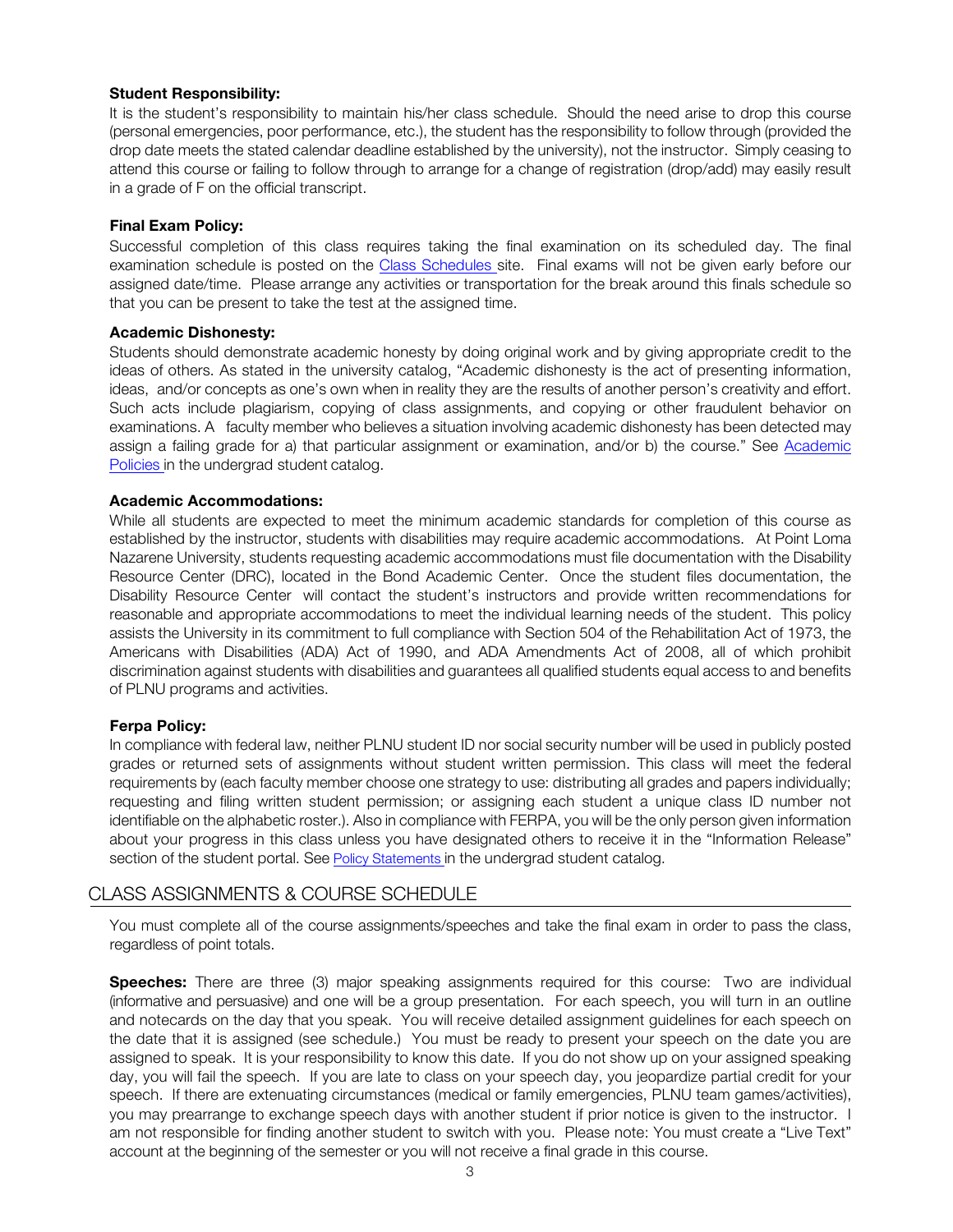**Student Responsibility:**

It is the student's responsibility to maintain his/her class schedule. Should the need arise to drop this course (personal emergencies, poor performance, etc.), the student has the responsibility to follow through (provided the drop date meets the stated calendar deadline established by the university), not the instructor. Simply ceasing to attend this course or failing to follow through to arrange for a change of registration (drop/add) may easily result in a grade of F on the official transcript.

**Final Exam Policy:**

Successful completion of this class requires taking the final examination on its scheduled day. The final examination schedule is posted on the Class Schedules site. Final exams will not be given early before our assigned date/time. Please arrange any activities or transportation for the break around this finals schedule so that you can be present to take the test at the assigned time.

**Academic Dishonesty:**

Students should demonstrate academic honesty by doing original work and by giving appropriate credit to the ideas of others. As stated in the university catalog, "Academic dishonesty is the act of presenting information, ideas, and/or concepts as one's own when in reality they are the results of another person's creativity and effort. Such acts include plagiarism, copying of class assignments, and copying or other fraudulent behavior on examinations. A faculty member who believes a situation involving academic dishonesty has been detected may assign a failing grade for a) that particular assignment or examination, and/or b) the course." See Academic Policies in the undergrad student catalog.

**Academic Accommodations:**

While all students are expected to meet the minimum academic standards for completion of this course as established by the instructor, students with disabilities may require academic accommodations. At Point Loma Nazarene University, students requesting academic accommodations must file documentation with the Disability Resource Center (DRC), located in the Bond Academic Center. Once the student files documentation, the Disability Resource Center will contact the student's instructors and provide written recommendations for reasonable and appropriate accommodations to meet the individual learning needs of the student. This policy assists the University in its commitment to full compliance with Section 504 of the Rehabilitation Act of 1973, the Americans with Disabilities (ADA) Act of 1990, and ADA Amendments Act of 2008, all of which prohibit discrimination against students with disabilities and guarantees all qualified students equal access to and benefits of PLNU programs and activities.

**Ferpa Policy:**

In compliance with federal law, neither PLNU student ID nor social security number will be used in publicly posted grades or returned sets of assignments without student written permission. This class will meet the federal requirements by (each faculty member choose one strategy to use: distributing all grades and papers individually; requesting and filing written student permission; or assigning each student a unique class ID number not identifiable on the alphabetic roster.). Also in compliance with FERPA, you will be the only person given information about your progress in this class unless you have designated others to receive it in the "Information Release" section of the student portal. See Policy Statements in the undergrad student catalog.

## CLASS ASSIGNMENTS & COURSE SCHEDULE

You must complete all of the course assignments/speeches and take the final exam in order to pass the class, regardless of point totals.

**Speeches:** There are three (3) major speaking assignments required for this course: Two are individual (informative and persuasive) and one will be a group presentation. For each speech, you will turn in an outline and notecards on the day that you speak. You will receive detailed assignment guidelines for each speech on the date that it is assigned (see schedule.) You must be ready to present your speech on the date you are assigned to speak. It is your responsibility to know this date. If you do not show up on your assigned speaking day, you will fail the speech. If you are late to class on your speech day, you jeopardize partial credit for your speech. If there are extenuating circumstances (medical or family emergencies, PLNU team games/activities), you may prearrange to exchange speech days with another student if prior notice is given to the instructor. I am not responsible for finding another student to switch with you. Please note: You must create a "Live Text" account at the beginning of the semester or you will not receive a final grade in this course.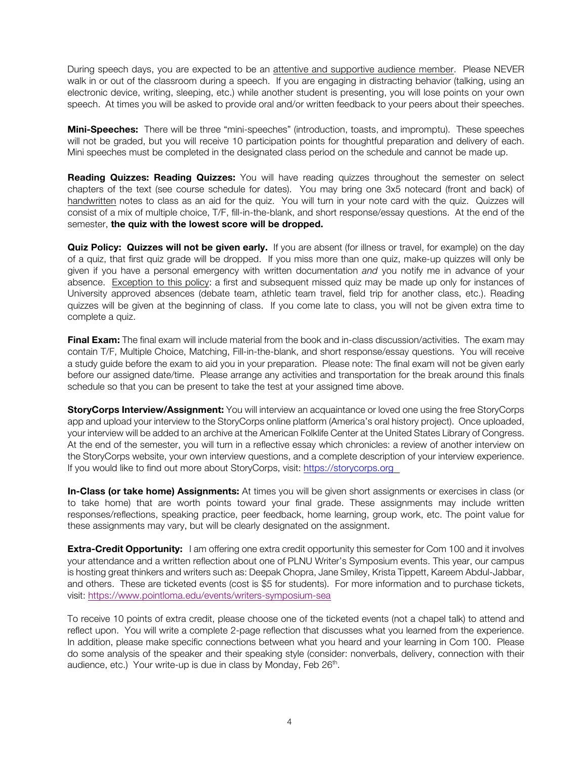During speech days, you are expected to be an attentive and supportive audience member. Please NEVER walk in or out of the classroom during a speech. If you are engaging in distracting behavior (talking, using an electronic device, writing, sleeping, etc.) while another student is presenting, you will lose points on your own speech. At times you will be asked to provide oral and/or written feedback to your peers about their speeches.

**Mini-Speeches:** There will be three "mini-speeches" (introduction, toasts, and impromptu). These speeches will not be graded, but you will receive 10 participation points for thoughtful preparation and delivery of each. Mini speeches must be completed in the designated class period on the schedule and cannot be made up.

**Reading Quizzes: Reading Quizzes:** You will have reading quizzes throughout the semester on select chapters of the text (see course schedule for dates). You may bring one 3x5 notecard (front and back) of handwritten notes to class as an aid for the quiz. You will turn in your note card with the quiz. Quizzes will consist of a mix of multiple choice, T/F, fill-in-the-blank, and short response/essay questions. At the end of the semester, **the quiz with the lowest score will be dropped.**

**Quiz Policy: Quizzes will not be given early.** If you are absent (for illness or travel, for example) on the day of a quiz, that first quiz grade will be dropped. If you miss more than one quiz, make-up quizzes will only be given if you have a personal emergency with written documentation *and* you notify me in advance of your absence. Exception to this policy: a first and subsequent missed quiz may be made up only for instances of University approved absences (debate team, athletic team travel, field trip for another class, etc.). Reading quizzes will be given at the beginning of class. If you come late to class, you will not be given extra time to complete a quiz.

**Final Exam:** The final exam will include material from the book and in-class discussion/activities. The exam may contain T/F, Multiple Choice, Matching, Fill-in-the-blank, and short response/essay questions. You will receive a study guide before the exam to aid you in your preparation. Please note: The final exam will not be given early before our assigned date/time. Please arrange any activities and transportation for the break around this finals schedule so that you can be present to take the test at your assigned time above.

**StoryCorps Interview/Assignment:** You will interview an acquaintance or loved one using the free StoryCorps app and upload your interview to the StoryCorps online platform (America's oral history project). Once uploaded, your interview will be added to an archive at the American Folklife Center at the United States Library of Congress. At the end of the semester, you will turn in a reflective essay which chronicles: a review of another interview on the StoryCorps website, your own interview questions, and a complete description of your interview experience. If you would like to find out more about StoryCorps, visit: https://storycorps.org

**In-Class (or take home) Assignments:** At times you will be given short assignments or exercises in class (or to take home) that are worth points toward your final grade. These assignments may include written responses/reflections, speaking practice, peer feedback, home learning, group work, etc. The point value for these assignments may vary, but will be clearly designated on the assignment.

**Extra-Credit Opportunity:** I am offering one extra credit opportunity this semester for Com 100 and it involves your attendance and a written reflection about one of PLNU Writer's Symposium events. This year, our campus is hosting great thinkers and writers such as: Deepak Chopra, Jane Smiley, Krista Tippett, Kareem Abdul-Jabbar, and others. These are ticketed events (cost is $5 for students). For more information and to purchase tickets, visit: https://www.pointloma.edu/events/writers-symposium-sea

To receive 10 points of extra credit, please choose one of the ticketed events (not a chapel talk) to attend and reflect upon. You will write a complete 2-page reflection that discusses what you learned from the experience. In addition, please make specific connections between what you heard and your learning in Com 100. Please do some analysis of the speaker and their speaking style (consider: nonverbals, delivery, connection with their audience, etc.) Your write-up is due in class by Monday, Feb 26th.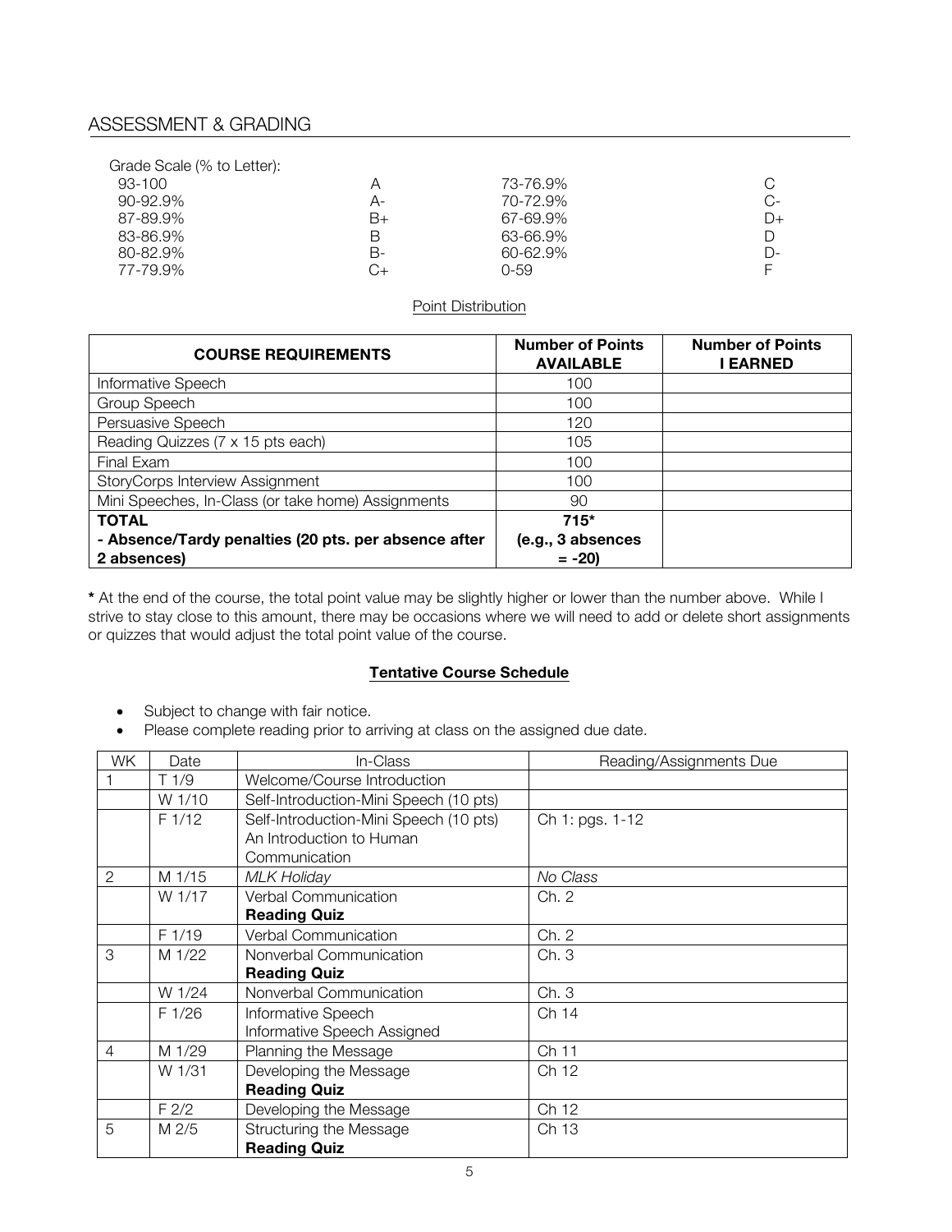## ASSESSMENT & GRADING

Grade Scale (% to Letter):

| | | | |
|---|---|---|---|
| 93-100 | A | 73-76.9% | C |
| 90-92.9% | A- | 70-72.9% | C- |
| 87-89.9% | B+ | 67-69.9% | D+ |
| 83-86.9% | B | 63-66.9% | D |
| 80-82.9% | B- | 60-62.9% | D- |
| 77-79.9% | C+ | 0-59 | F |

Point Distribution

| COURSE REQUIREMENTS | Number of Points AVAILABLE | Number of Points I EARNED |
|---|---|---|
| Informative Speech | 100 | |
| Group Speech | 100 | |
| Persuasive Speech | 120 | |
| Reading Quizzes (7 x 15 pts each) | 105 | |
| Final Exam | 100 | |
| StoryCorps Interview Assignment | 100 | |
| Mini Speeches, In-Class (or take home) Assignments | 90 | |
| **TOTAL** | **715*** | |
| **- Absence/Tardy penalties (20 pts. per absence after 2 absences)** | **(e.g., 3 absences = -20)** | |

**\*** At the end of the course, the total point value may be slightly higher or lower than the number above. While I strive to stay close to this amount, there may be occasions where we will need to add or delete short assignments or quizzes that would adjust the total point value of the course.

### Tentative Course Schedule

- Subject to change with fair notice.
- Please complete reading prior to arriving at class on the assigned due date.

| WK | Date | In-Class | Reading/Assignments Due |
|---|---|---|---|
| 1 | T 1/9 | Welcome/Course Introduction | |
| | W 1/10 | Self-Introduction-Mini Speech (10 pts) | |
| | F 1/12 | Self-Introduction-Mini Speech (10 pts) An Introduction to Human Communication | Ch 1: pgs. 1-12 |
| 2 | M 1/15 | *MLK Holiday* | *No Class* |
| | W 1/17 | Verbal Communication **Reading Quiz** | Ch. 2 |
| | F 1/19 | Verbal Communication | Ch. 2 |
| 3 | M 1/22 | Nonverbal Communication **Reading Quiz** | Ch. 3 |
| | W 1/24 | Nonverbal Communication | Ch. 3 |
| | F 1/26 | Informative Speech Informative Speech Assigned | Ch 14 |
| 4 | M 1/29 | Planning the Message | Ch 11 |
| | W 1/31 | Developing the Message **Reading Quiz** | Ch 12 |
| | F 2/2 | Developing the Message | Ch 12 |
| 5 | M 2/5 | Structuring the Message **Reading Quiz** | Ch 13 |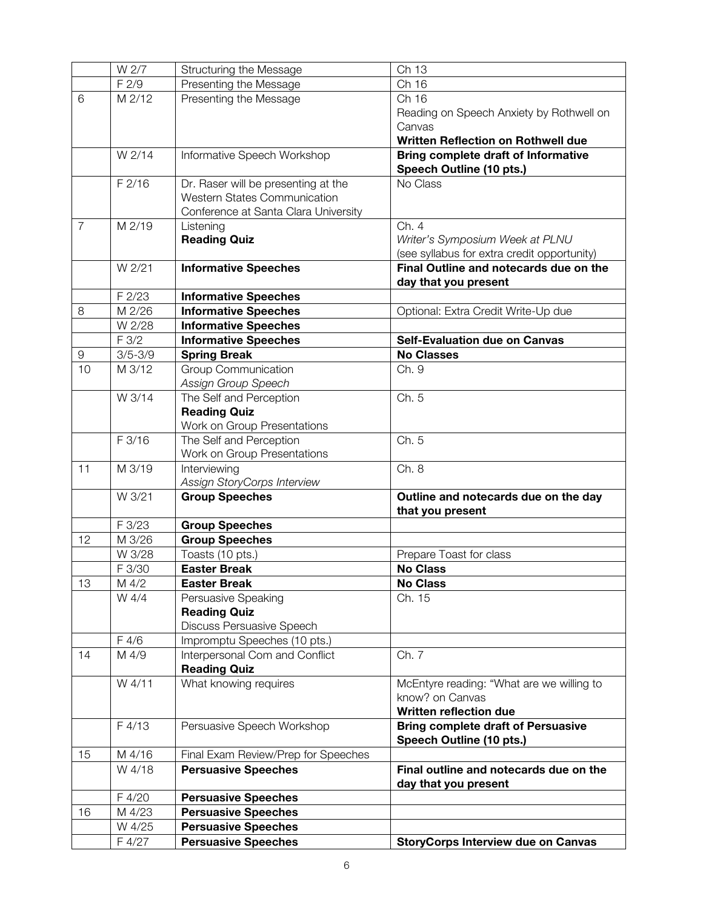| | | | |
|---|---|---|---|
| | W 2/7 | Structuring the Message | Ch 13 |
| | F 2/9 | Presenting the Message | Ch 16 |
| 6 | M 2/12 | Presenting the Message | Ch 16<br>Reading on Speech Anxiety by Rothwell on Canvas<br>**Written Reflection on Rothwell due** |
| | W 2/14 | Informative Speech Workshop | **Bring complete draft of Informative Speech Outline (10 pts.)** |
| | F 2/16 | Dr. Raser will be presenting at the Western States Communication Conference at Santa Clara University | No Class |
| 7 | M 2/19 | Listening<br>**Reading Quiz** | Ch. 4<br>*Writer's Symposium Week at PLNU*<br>(see syllabus for extra credit opportunity) |
| | W 2/21 | **Informative Speeches** | **Final Outline and notecards due on the day that you present** |
| | F 2/23 | **Informative Speeches** | |
| 8 | M 2/26 | **Informative Speeches** | Optional: Extra Credit Write-Up due |
| | W 2/28 | **Informative Speeches** | |
| | F 3/2 | **Informative Speeches** | **Self-Evaluation due on Canvas** |
| 9 | 3/5-3/9 | **Spring Break** | **No Classes** |
| 10 | M 3/12 | Group Communication<br>*Assign Group Speech* | Ch. 9 |
| | W 3/14 | The Self and Perception<br>**Reading Quiz**<br>Work on Group Presentations | Ch. 5 |
| | F 3/16 | The Self and Perception<br>Work on Group Presentations | Ch. 5 |
| 11 | M 3/19 | Interviewing<br>*Assign StoryCorps Interview* | Ch. 8 |
| | W 3/21 | **Group Speeches** | **Outline and notecards due on the day that you present** |
| | F 3/23 | **Group Speeches** | |
| 12 | M 3/26 | **Group Speeches** | |
| | W 3/28 | Toasts (10 pts.) | Prepare Toast for class |
| | F 3/30 | **Easter Break** | **No Class** |
| 13 | M 4/2 | **Easter Break** | **No Class** |
| | W 4/4 | Persuasive Speaking<br>**Reading Quiz**<br>Discuss Persuasive Speech | Ch. 15 |
| | F 4/6 | Impromptu Speeches (10 pts.) | |
| 14 | M 4/9 | Interpersonal Com and Conflict<br>**Reading Quiz** | Ch. 7 |
| | W 4/11 | What knowing requires | McEntyre reading: "What are we willing to know? on Canvas<br>**Written reflection due** |
| | F 4/13 | Persuasive Speech Workshop | **Bring complete draft of Persuasive Speech Outline (10 pts.)** |
| 15 | M 4/16 | Final Exam Review/Prep for Speeches | |
| | W 4/18 | **Persuasive Speeches** | **Final outline and notecards due on the day that you present** |
| | F 4/20 | **Persuasive Speeches** | |
| 16 | M 4/23 | **Persuasive Speeches** | |
| | W 4/25 | **Persuasive Speeches** | |
| | F 4/27 | **Persuasive Speeches** | **StoryCorps Interview due on Canvas** |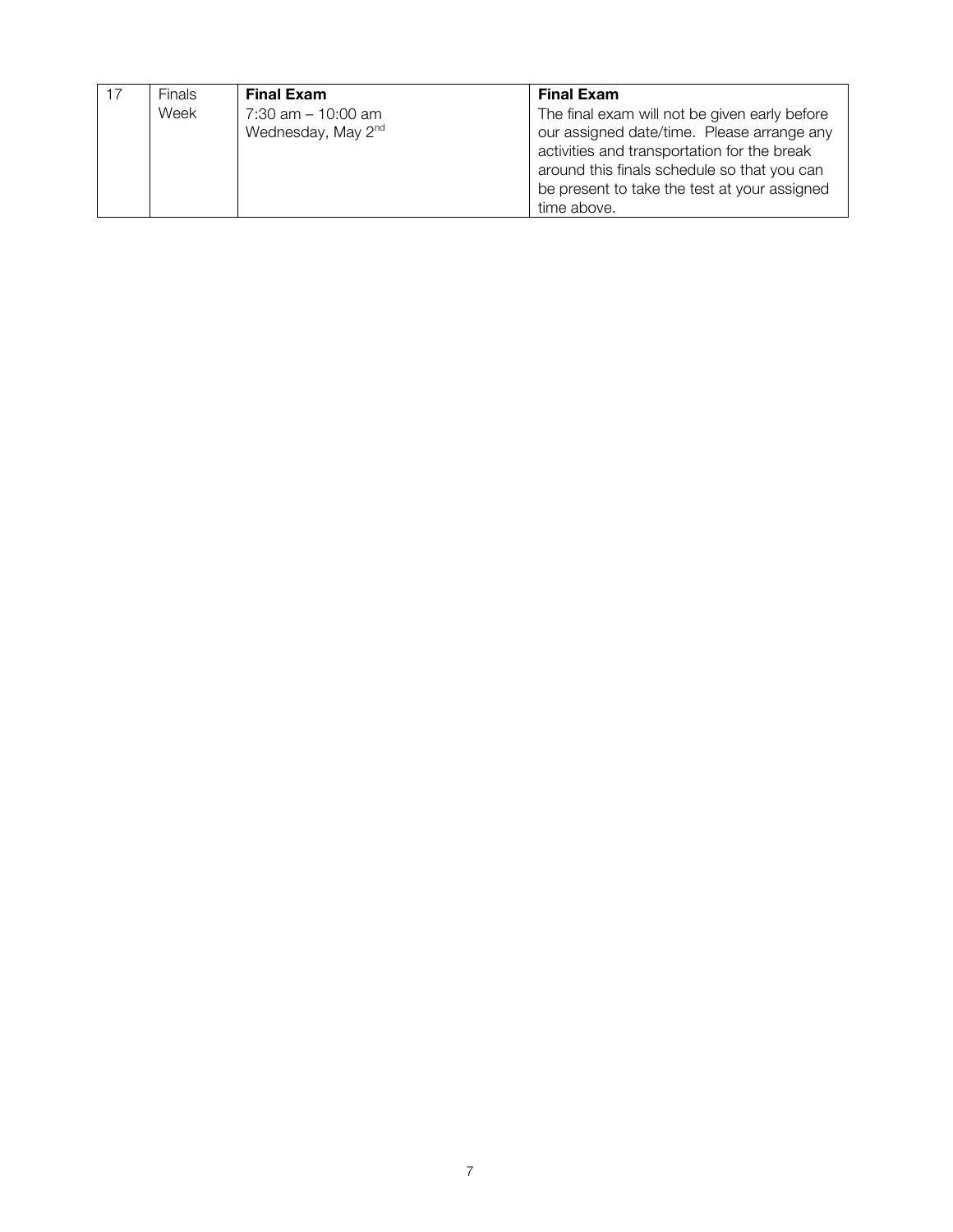| | | | |
|---|---|---|---|
| 17 | Finals Week | **Final Exam**<br>7:30 am – 10:00 am<br>Wednesday, May 2nd | **Final Exam**<br>The final exam will not be given early before our assigned date/time. Please arrange any activities and transportation for the break around this finals schedule so that you can be present to take the test at your assigned time above. |